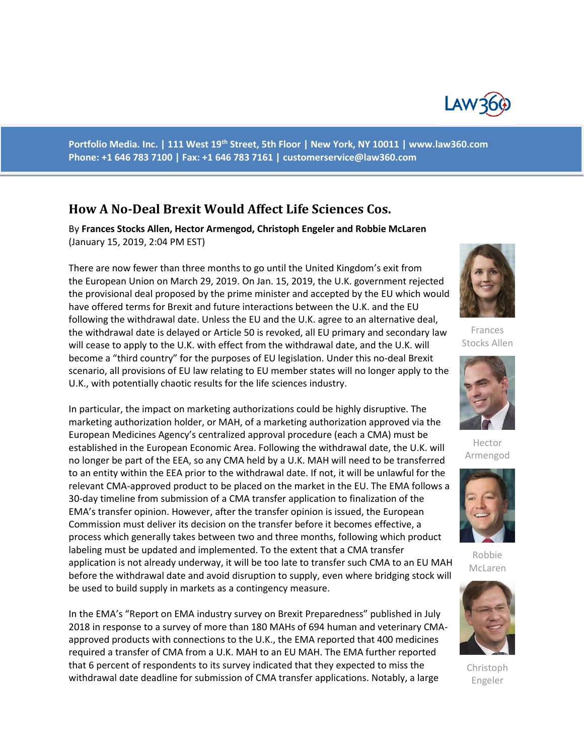Portfolio Media. Inc. | 111 West 19th Street, 5th Floor | New York, NY 10011 | www.law360.com
Phone: +1 646 783 7100 | Fax: +1 646 783 7161 | customerservice@law360.com

# How A No-Deal Brexit Would Affect Life Sciences Cos.

By **Frances Stocks Allen, Hector Armengod, Christoph Engeler and Robbie McLaren**
(January 15, 2019, 2:04 PM EST)

Frances Stocks Allen

Hector Armengod

Robbie McLaren

Christoph Engeler

There are now fewer than three months to go until the United Kingdom's exit from the European Union on March 29, 2019. On Jan. 15, 2019, the U.K. government rejected the provisional deal proposed by the prime minister and accepted by the EU which would have offered terms for Brexit and future interactions between the U.K. and the EU following the withdrawal date. Unless the EU and the U.K. agree to an alternative deal, the withdrawal date is delayed or Article 50 is revoked, all EU primary and secondary law will cease to apply to the U.K. with effect from the withdrawal date, and the U.K. will become a "third country" for the purposes of EU legislation. Under this no-deal Brexit scenario, all provisions of EU law relating to EU member states will no longer apply to the U.K., with potentially chaotic results for the life sciences industry.

In particular, the impact on marketing authorizations could be highly disruptive. The marketing authorization holder, or MAH, of a marketing authorization approved via the European Medicines Agency's centralized approval procedure (each a CMA) must be established in the European Economic Area. Following the withdrawal date, the U.K. will no longer be part of the EEA, so any CMA held by a U.K. MAH will need to be transferred to an entity within the EEA prior to the withdrawal date. If not, it will be unlawful for the relevant CMA-approved product to be placed on the market in the EU. The EMA follows a 30-day timeline from submission of a CMA transfer application to finalization of the EMA's transfer opinion. However, after the transfer opinion is issued, the European Commission must deliver its decision on the transfer before it becomes effective, a process which generally takes between two and three months, following which product labeling must be updated and implemented. To the extent that a CMA transfer application is not already underway, it will be too late to transfer such CMA to an EU MAH before the withdrawal date and avoid disruption to supply, even where bridging stock will be used to build supply in markets as a contingency measure.

In the EMA's "Report on EMA industry survey on Brexit Preparedness" published in July 2018 in response to a survey of more than 180 MAHs of 694 human and veterinary CMA-approved products with connections to the U.K., the EMA reported that 400 medicines required a transfer of CMA from a U.K. MAH to an EU MAH. The EMA further reported that 6 percent of respondents to its survey indicated that they expected to miss the withdrawal date deadline for submission of CMA transfer applications. Notably, a large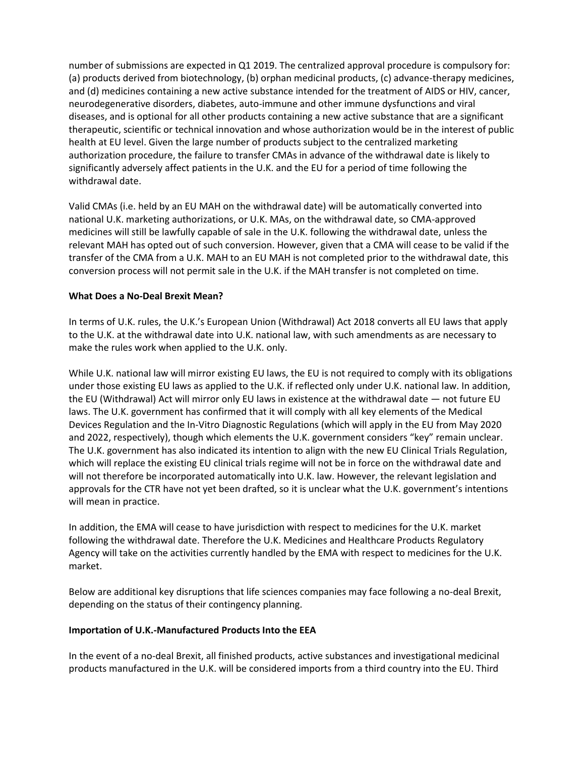number of submissions are expected in Q1 2019. The centralized approval procedure is compulsory for: (a) products derived from biotechnology, (b) orphan medicinal products, (c) advance-therapy medicines, and (d) medicines containing a new active substance intended for the treatment of AIDS or HIV, cancer, neurodegenerative disorders, diabetes, auto-immune and other immune dysfunctions and viral diseases, and is optional for all other products containing a new active substance that are a significant therapeutic, scientific or technical innovation and whose authorization would be in the interest of public health at EU level. Given the large number of products subject to the centralized marketing authorization procedure, the failure to transfer CMAs in advance of the withdrawal date is likely to significantly adversely affect patients in the U.K. and the EU for a period of time following the withdrawal date.

Valid CMAs (i.e. held by an EU MAH on the withdrawal date) will be automatically converted into national U.K. marketing authorizations, or U.K. MAs, on the withdrawal date, so CMA-approved medicines will still be lawfully capable of sale in the U.K. following the withdrawal date, unless the relevant MAH has opted out of such conversion. However, given that a CMA will cease to be valid if the transfer of the CMA from a U.K. MAH to an EU MAH is not completed prior to the withdrawal date, this conversion process will not permit sale in the U.K. if the MAH transfer is not completed on time.

**What Does a No-Deal Brexit Mean?**

In terms of U.K. rules, the U.K.'s European Union (Withdrawal) Act 2018 converts all EU laws that apply to the U.K. at the withdrawal date into U.K. national law, with such amendments as are necessary to make the rules work when applied to the U.K. only.

While U.K. national law will mirror existing EU laws, the EU is not required to comply with its obligations under those existing EU laws as applied to the U.K. if reflected only under U.K. national law. In addition, the EU (Withdrawal) Act will mirror only EU laws in existence at the withdrawal date — not future EU laws. The U.K. government has confirmed that it will comply with all key elements of the Medical Devices Regulation and the In-Vitro Diagnostic Regulations (which will apply in the EU from May 2020 and 2022, respectively), though which elements the U.K. government considers "key" remain unclear. The U.K. government has also indicated its intention to align with the new EU Clinical Trials Regulation, which will replace the existing EU clinical trials regime will not be in force on the withdrawal date and will not therefore be incorporated automatically into U.K. law. However, the relevant legislation and approvals for the CTR have not yet been drafted, so it is unclear what the U.K. government's intentions will mean in practice.

In addition, the EMA will cease to have jurisdiction with respect to medicines for the U.K. market following the withdrawal date. Therefore the U.K. Medicines and Healthcare Products Regulatory Agency will take on the activities currently handled by the EMA with respect to medicines for the U.K. market.

Below are additional key disruptions that life sciences companies may face following a no-deal Brexit, depending on the status of their contingency planning.

**Importation of U.K.-Manufactured Products Into the EEA**

In the event of a no-deal Brexit, all finished products, active substances and investigational medicinal products manufactured in the U.K. will be considered imports from a third country into the EU. Third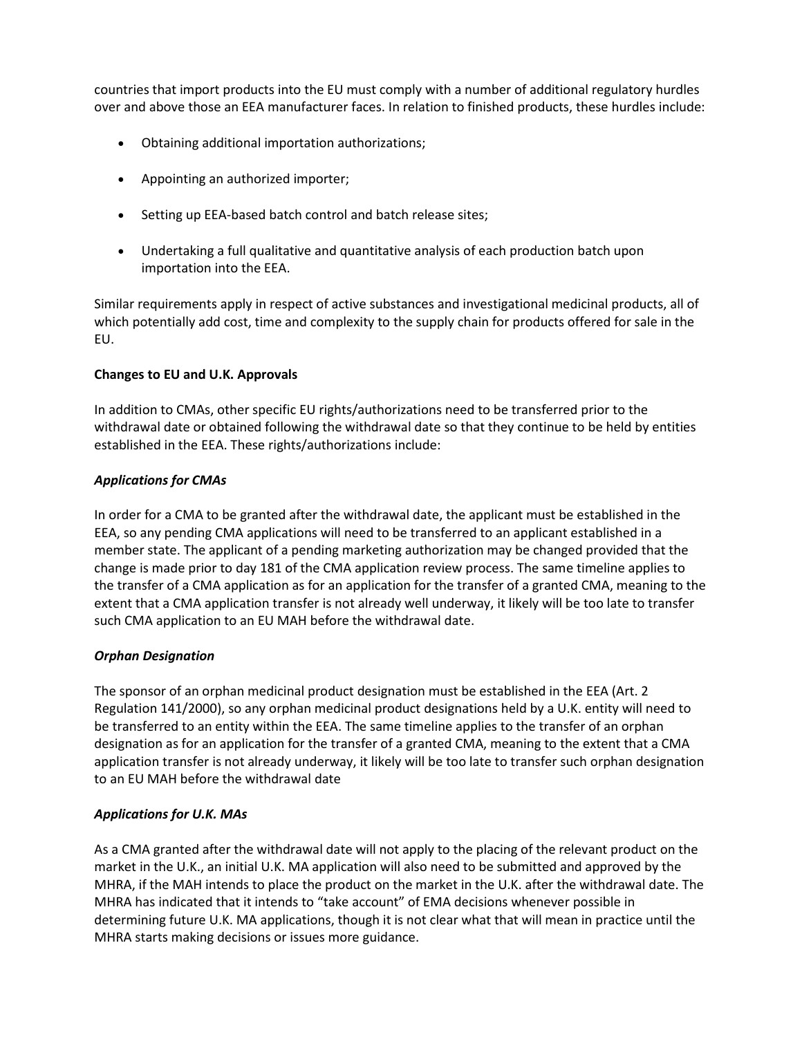countries that import products into the EU must comply with a number of additional regulatory hurdles over and above those an EEA manufacturer faces. In relation to finished products, these hurdles include:

- Obtaining additional importation authorizations;
- Appointing an authorized importer;
- Setting up EEA-based batch control and batch release sites;
- Undertaking a full qualitative and quantitative analysis of each production batch upon importation into the EEA.

Similar requirements apply in respect of active substances and investigational medicinal products, all of which potentially add cost, time and complexity to the supply chain for products offered for sale in the EU.

**Changes to EU and U.K. Approvals**

In addition to CMAs, other specific EU rights/authorizations need to be transferred prior to the withdrawal date or obtained following the withdrawal date so that they continue to be held by entities established in the EEA. These rights/authorizations include:

***Applications for CMAs***

In order for a CMA to be granted after the withdrawal date, the applicant must be established in the EEA, so any pending CMA applications will need to be transferred to an applicant established in a member state. The applicant of a pending marketing authorization may be changed provided that the change is made prior to day 181 of the CMA application review process. The same timeline applies to the transfer of a CMA application as for an application for the transfer of a granted CMA, meaning to the extent that a CMA application transfer is not already well underway, it likely will be too late to transfer such CMA application to an EU MAH before the withdrawal date.

***Orphan Designation***

The sponsor of an orphan medicinal product designation must be established in the EEA (Art. 2 Regulation 141/2000), so any orphan medicinal product designations held by a U.K. entity will need to be transferred to an entity within the EEA. The same timeline applies to the transfer of an orphan designation as for an application for the transfer of a granted CMA, meaning to the extent that a CMA application transfer is not already underway, it likely will be too late to transfer such orphan designation to an EU MAH before the withdrawal date

***Applications for U.K. MAs***

As a CMA granted after the withdrawal date will not apply to the placing of the relevant product on the market in the U.K., an initial U.K. MA application will also need to be submitted and approved by the MHRA, if the MAH intends to place the product on the market in the U.K. after the withdrawal date. The MHRA has indicated that it intends to "take account" of EMA decisions whenever possible in determining future U.K. MA applications, though it is not clear what that will mean in practice until the MHRA starts making decisions or issues more guidance.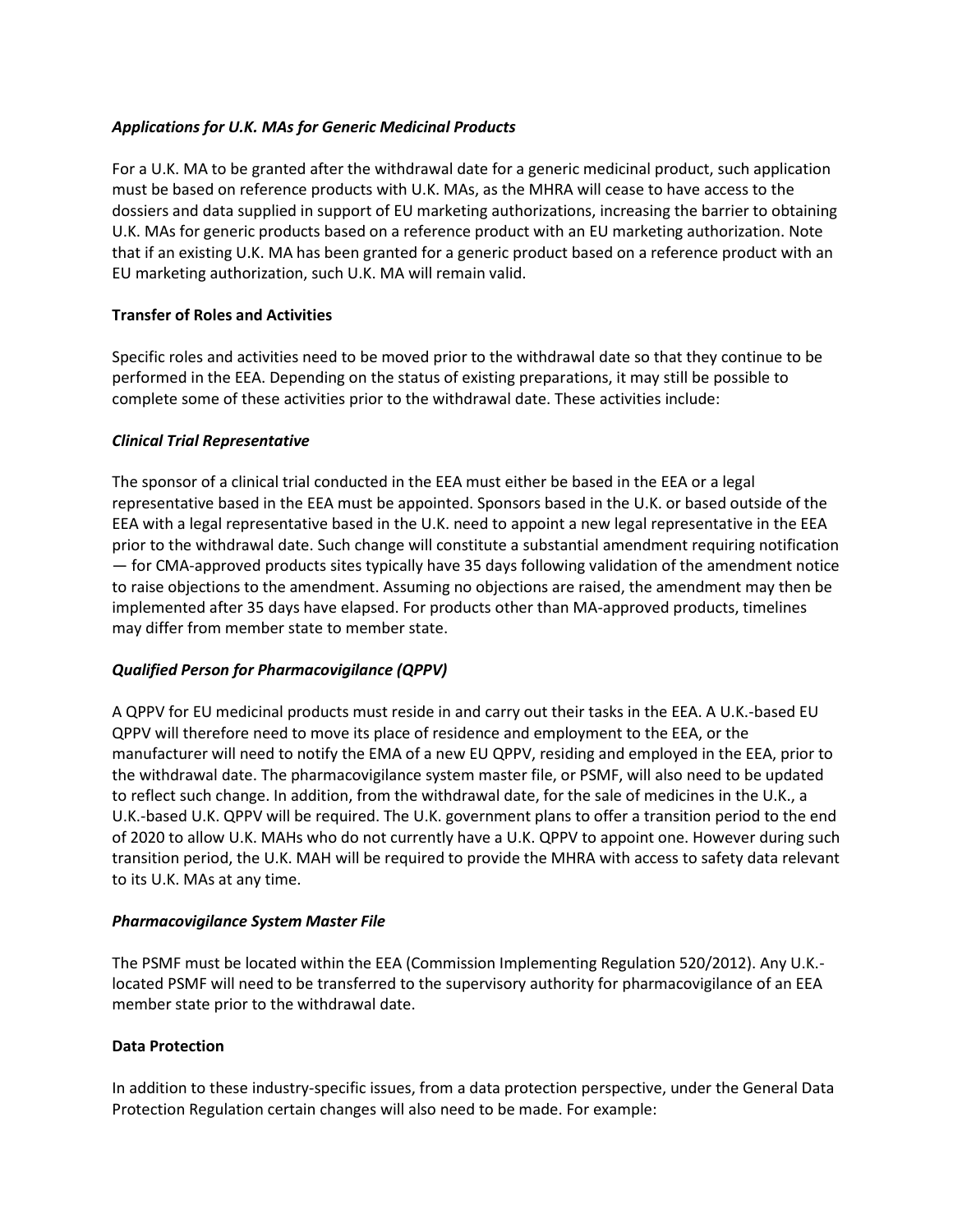#### *Applications for U.K. MAs for Generic Medicinal Products*

For a U.K. MA to be granted after the withdrawal date for a generic medicinal product, such application must be based on reference products with U.K. MAs, as the MHRA will cease to have access to the dossiers and data supplied in support of EU marketing authorizations, increasing the barrier to obtaining U.K. MAs for generic products based on a reference product with an EU marketing authorization. Note that if an existing U.K. MA has been granted for a generic product based on a reference product with an EU marketing authorization, such U.K. MA will remain valid.

### Transfer of Roles and Activities

Specific roles and activities need to be moved prior to the withdrawal date so that they continue to be performed in the EEA. Depending on the status of existing preparations, it may still be possible to complete some of these activities prior to the withdrawal date. These activities include:

#### *Clinical Trial Representative*

The sponsor of a clinical trial conducted in the EEA must either be based in the EEA or a legal representative based in the EEA must be appointed. Sponsors based in the U.K. or based outside of the EEA with a legal representative based in the U.K. need to appoint a new legal representative in the EEA prior to the withdrawal date. Such change will constitute a substantial amendment requiring notification — for CMA-approved products sites typically have 35 days following validation of the amendment notice to raise objections to the amendment. Assuming no objections are raised, the amendment may then be implemented after 35 days have elapsed. For products other than MA-approved products, timelines may differ from member state to member state.

#### *Qualified Person for Pharmacovigilance (QPPV)*

A QPPV for EU medicinal products must reside in and carry out their tasks in the EEA. A U.K.-based EU QPPV will therefore need to move its place of residence and employment to the EEA, or the manufacturer will need to notify the EMA of a new EU QPPV, residing and employed in the EEA, prior to the withdrawal date. The pharmacovigilance system master file, or PSMF, will also need to be updated to reflect such change. In addition, from the withdrawal date, for the sale of medicines in the U.K., a U.K.-based U.K. QPPV will be required. The U.K. government plans to offer a transition period to the end of 2020 to allow U.K. MAHs who do not currently have a U.K. QPPV to appoint one. However during such transition period, the U.K. MAH will be required to provide the MHRA with access to safety data relevant to its U.K. MAs at any time.

#### *Pharmacovigilance System Master File*

The PSMF must be located within the EEA (Commission Implementing Regulation 520/2012). Any U.K.-located PSMF will need to be transferred to the supervisory authority for pharmacovigilance of an EEA member state prior to the withdrawal date.

### Data Protection

In addition to these industry-specific issues, from a data protection perspective, under the General Data Protection Regulation certain changes will also need to be made. For example: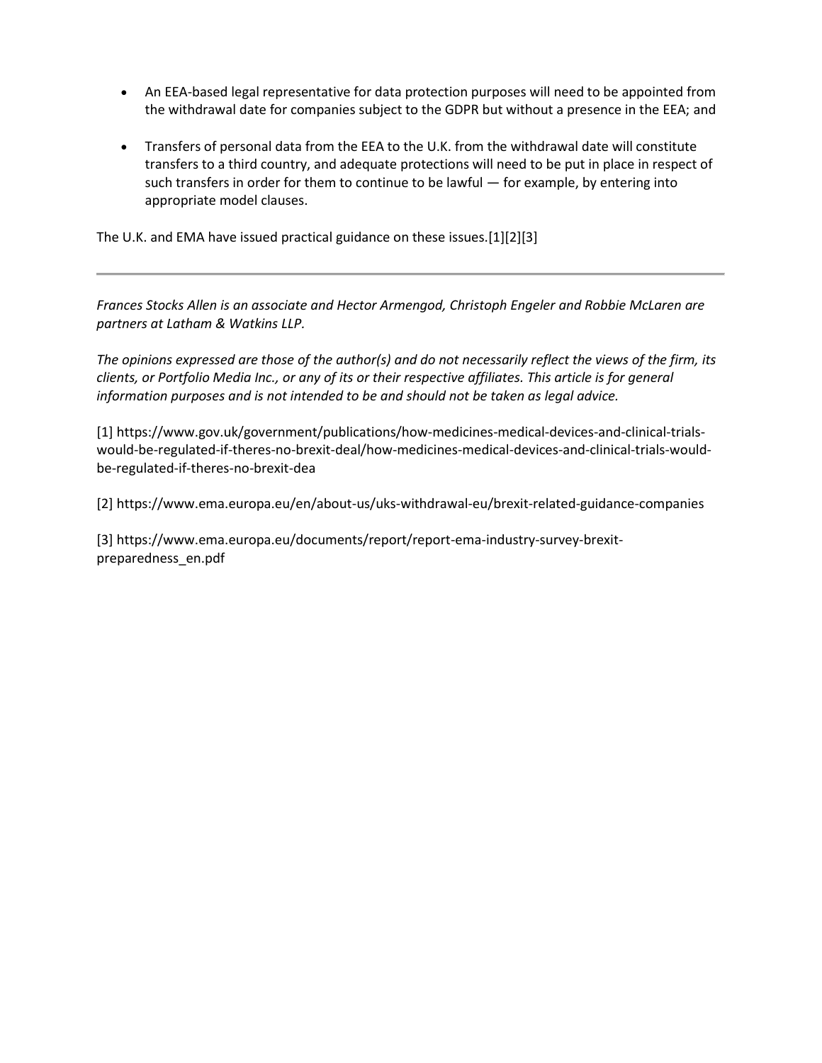- An EEA-based legal representative for data protection purposes will need to be appointed from the withdrawal date for companies subject to the GDPR but without a presence in the EEA; and

- Transfers of personal data from the EEA to the U.K. from the withdrawal date will constitute transfers to a third country, and adequate protections will need to be put in place in respect of such transfers in order for them to continue to be lawful — for example, by entering into appropriate model clauses.

The U.K. and EMA have issued practical guidance on these issues.[1][2][3]

---

*Frances Stocks Allen is an associate and Hector Armengod, Christoph Engeler and Robbie McLaren are partners at Latham & Watkins LLP.*

*The opinions expressed are those of the author(s) and do not necessarily reflect the views of the firm, its clients, or Portfolio Media Inc., or any of its or their respective affiliates. This article is for general information purposes and is not intended to be and should not be taken as legal advice.*

[1] https://www.gov.uk/government/publications/how-medicines-medical-devices-and-clinical-trials-would-be-regulated-if-theres-no-brexit-deal/how-medicines-medical-devices-and-clinical-trials-would-be-regulated-if-theres-no-brexit-dea

[2] https://www.ema.europa.eu/en/about-us/uks-withdrawal-eu/brexit-related-guidance-companies

[3] https://www.ema.europa.eu/documents/report/report-ema-industry-survey-brexit-preparedness_en.pdf